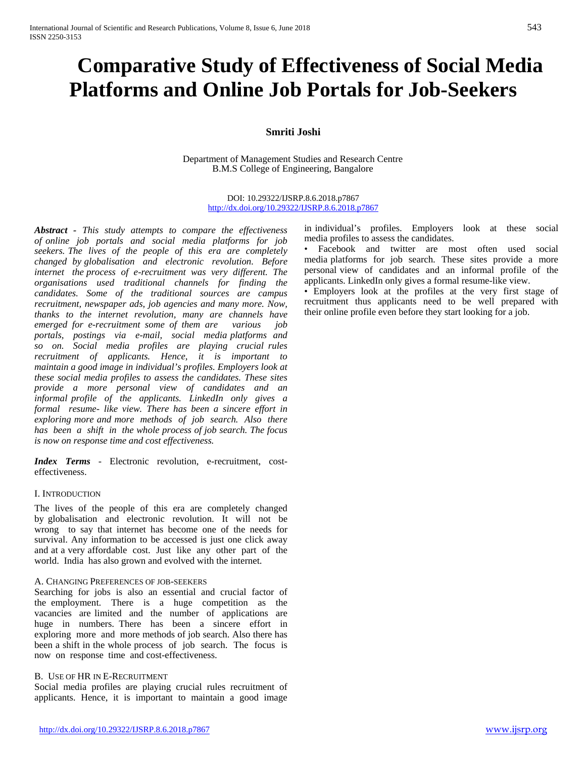# Comparative Study of Effectiveness of Social Media Platforms and Online Job Portals for Job-Seekers

**Smriti Joshi**

Department of Management Studies and Research Centre
B.M.S College of Engineering, Bangalore

DOI: 10.29322/IJSRP.8.6.2018.p7867
http://dx.doi.org/10.29322/IJSRP.8.6.2018.p7867

***Abstract*** *- This study attempts to compare the effectiveness of online job portals and social media platforms for job seekers. The lives of the people of this era are completely changed by globalisation and electronic revolution. Before internet the process of e-recruitment was very different. The organisations used traditional channels for finding the candidates. Some of the traditional sources are campus recruitment, newspaper ads, job agencies and many more. Now, thanks to the internet revolution, many are channels have emerged for e-recruitment some of them are various job portals, postings via e-mail, social media platforms and so on. Social media profiles are playing crucial rules recruitment of applicants. Hence, it is important to maintain a good image in individual's profiles. Employers look at these social media profiles to assess the candidates. These sites provide a more personal view of candidates and an informal profile of the applicants. LinkedIn only gives a formal resume- like view. There has been a sincere effort in exploring more and more methods of job search. Also there has been a shift in the whole process of job search. The focus is now on response time and cost effectiveness.*

***Index Terms*** - Electronic revolution, e-recruitment, cost-effectiveness.

## I. Introduction

The lives of the people of this era are completely changed by globalisation and electronic revolution. It will not be wrong to say that internet has become one of the needs for survival. Any information to be accessed is just one click away and at a very affordable cost. Just like any other part of the world. India has also grown and evolved with the internet.

### A. Changing Preferences of job-seekers

Searching for jobs is also an essential and crucial factor of the employment. There is a huge competition as the vacancies are limited and the number of applications are huge in numbers. There has been a sincere effort in exploring more and more methods of job search. Also there has been a shift in the whole process of job search. The focus is now on response time and cost-effectiveness.

### B. Use of HR in E-Recruitment

Social media profiles are playing crucial rules recruitment of applicants. Hence, it is important to maintain a good image in individual's profiles. Employers look at these social media profiles to assess the candidates.

- Facebook and twitter are most often used social media platforms for job search. These sites provide a more personal view of candidates and an informal profile of the applicants. LinkedIn only gives a formal resume-like view.
- Employers look at the profiles at the very first stage of recruitment thus applicants need to be well prepared with their online profile even before they start looking for a job.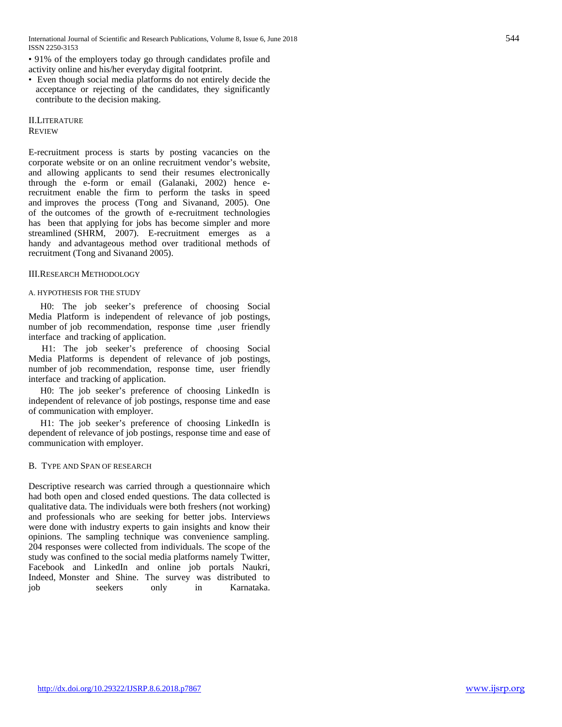- 91% of the employers today go through candidates profile and activity online and his/her everyday digital footprint.
- Even though social media platforms do not entirely decide the acceptance or rejecting of the candidates, they significantly contribute to the decision making.

## II. Literature Review

E-recruitment process is starts by posting vacancies on the corporate website or on an online recruitment vendor's website, and allowing applicants to send their resumes electronically through the e-form or email (Galanaki, 2002) hence e-recruitment enable the firm to perform the tasks in speed and improves the process (Tong and Sivanand, 2005). One of the outcomes of the growth of e-recruitment technologies has been that applying for jobs has become simpler and more streamlined (SHRM, 2007). E-recruitment emerges as a handy and advantageous method over traditional methods of recruitment (Tong and Sivanand 2005).

## III. Research Methodology

### A. Hypothesis for the Study

H0: The job seeker's preference of choosing Social Media Platform is independent of relevance of job postings, number of job recommendation, response time ,user friendly interface and tracking of application.

H1: The job seeker's preference of choosing Social Media Platforms is dependent of relevance of job postings, number of job recommendation, response time, user friendly interface and tracking of application.

H0: The job seeker's preference of choosing LinkedIn is independent of relevance of job postings, response time and ease of communication with employer.

H1: The job seeker's preference of choosing LinkedIn is dependent of relevance of job postings, response time and ease of communication with employer.

### B. Type and Span of Research

Descriptive research was carried through a questionnaire which had both open and closed ended questions. The data collected is qualitative data. The individuals were both freshers (not working) and professionals who are seeking for better jobs. Interviews were done with industry experts to gain insights and know their opinions. The sampling technique was convenience sampling. 204 responses were collected from individuals. The scope of the study was confined to the social media platforms namely Twitter, Facebook and LinkedIn and online job portals Naukri, Indeed, Monster and Shine. The survey was distributed to job seekers only in Karnataka.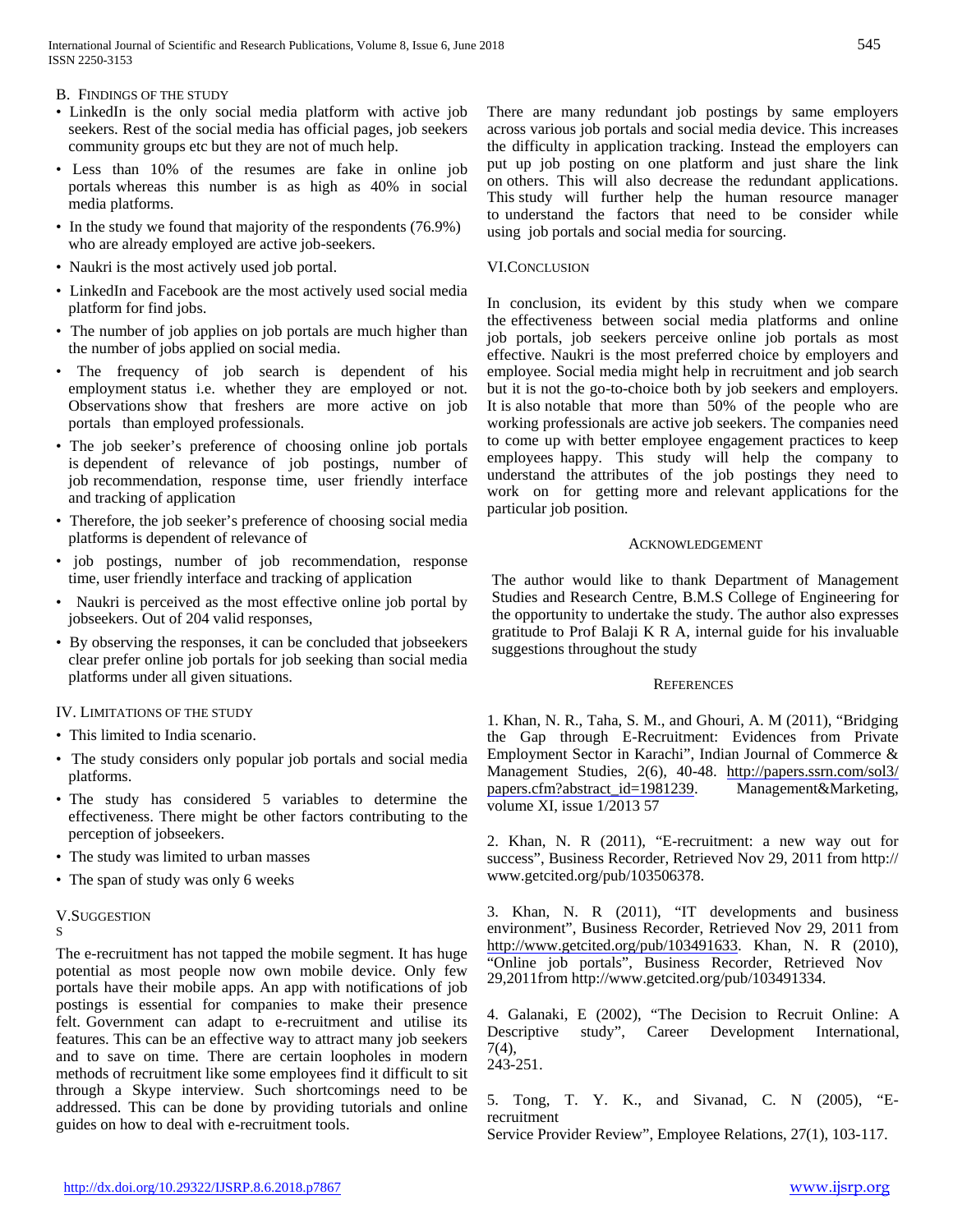### B. Findings of the Study

- LinkedIn is the only social media platform with active job seekers. Rest of the social media has official pages, job seekers community groups etc but they are not of much help.
- Less than 10% of the resumes are fake in online job portals whereas this number is as high as 40% in social media platforms.
- In the study we found that majority of the respondents (76.9%) who are already employed are active job-seekers.
- Naukri is the most actively used job portal.
- LinkedIn and Facebook are the most actively used social media platform for find jobs.
- The number of job applies on job portals are much higher than the number of jobs applied on social media.
- The frequency of job search is dependent of his employment status i.e. whether they are employed or not. Observations show that freshers are more active on job portals than employed professionals.
- The job seeker's preference of choosing online job portals is dependent of relevance of job postings, number of job recommendation, response time, user friendly interface and tracking of application
- Therefore, the job seeker's preference of choosing social media platforms is dependent of relevance of
- job postings, number of job recommendation, response time, user friendly interface and tracking of application
- Naukri is perceived as the most effective online job portal by jobseekers. Out of 204 valid responses,
- By observing the responses, it can be concluded that jobseekers clear prefer online job portals for job seeking than social media platforms under all given situations.

## IV. Limitations of the Study

- This limited to India scenario.
- The study considers only popular job portals and social media platforms.
- The study has considered 5 variables to determine the effectiveness. There might be other factors contributing to the perception of jobseekers.
- The study was limited to urban masses
- The span of study was only 6 weeks

## V. Suggestions

The e-recruitment has not tapped the mobile segment. It has huge potential as most people now own mobile device. Only few portals have their mobile apps. An app with notifications of job postings is essential for companies to make their presence felt. Government can adapt to e-recruitment and utilise its features. This can be an effective way to attract many job seekers and to save on time. There are certain loopholes in modern methods of recruitment like some employees find it difficult to sit through a Skype interview. Such shortcomings need to be addressed. This can be done by providing tutorials and online guides on how to deal with e-recruitment tools.

There are many redundant job postings by same employers across various job portals and social media device. This increases the difficulty in application tracking. Instead the employers can put up job posting on one platform and just share the link on others. This will also decrease the redundant applications. This study will further help the human resource manager to understand the factors that need to be consider while using job portals and social media for sourcing.

## VI. Conclusion

In conclusion, its evident by this study when we compare the effectiveness between social media platforms and online job portals, job seekers perceive online job portals as most effective. Naukri is the most preferred choice by employers and employee. Social media might help in recruitment and job search but it is not the go-to-choice both by job seekers and employers. It is also notable that more than 50% of the people who are working professionals are active job seekers. The companies need to come up with better employee engagement practices to keep employees happy. This study will help the company to understand the attributes of the job postings they need to work on for getting more and relevant applications for the particular job position.

## Acknowledgement

The author would like to thank Department of Management Studies and Research Centre, B.M.S College of Engineering for the opportunity to undertake the study. The author also expresses gratitude to Prof Balaji K R A, internal guide for his invaluable suggestions throughout the study

## References

1. Khan, N. R., Taha, S. M., and Ghouri, A. M (2011), "Bridging the Gap through E-Recruitment: Evidences from Private Employment Sector in Karachi", Indian Journal of Commerce & Management Studies, 2(6), 40-48. http://papers.ssrn.com/sol3/papers.cfm?abstract_id=1981239. Management&Marketing, volume XI, issue 1/2013 57

2. Khan, N. R (2011), "E-recruitment: a new way out for success", Business Recorder, Retrieved Nov 29, 2011 from http://www.getcited.org/pub/103506378.

3. Khan, N. R (2011), "IT developments and business environment", Business Recorder, Retrieved Nov 29, 2011 from http://www.getcited.org/pub/103491633. Khan, N. R (2010), "Online job portals", Business Recorder, Retrieved Nov 29,2011from http://www.getcited.org/pub/103491334.

4. Galanaki, E (2002), "The Decision to Recruit Online: A Descriptive study", Career Development International, 7(4), 243-251.

5. Tong, T. Y. K., and Sivanad, C. N (2005), "E-recruitment Service Provider Review", Employee Relations, 27(1), 103-117.